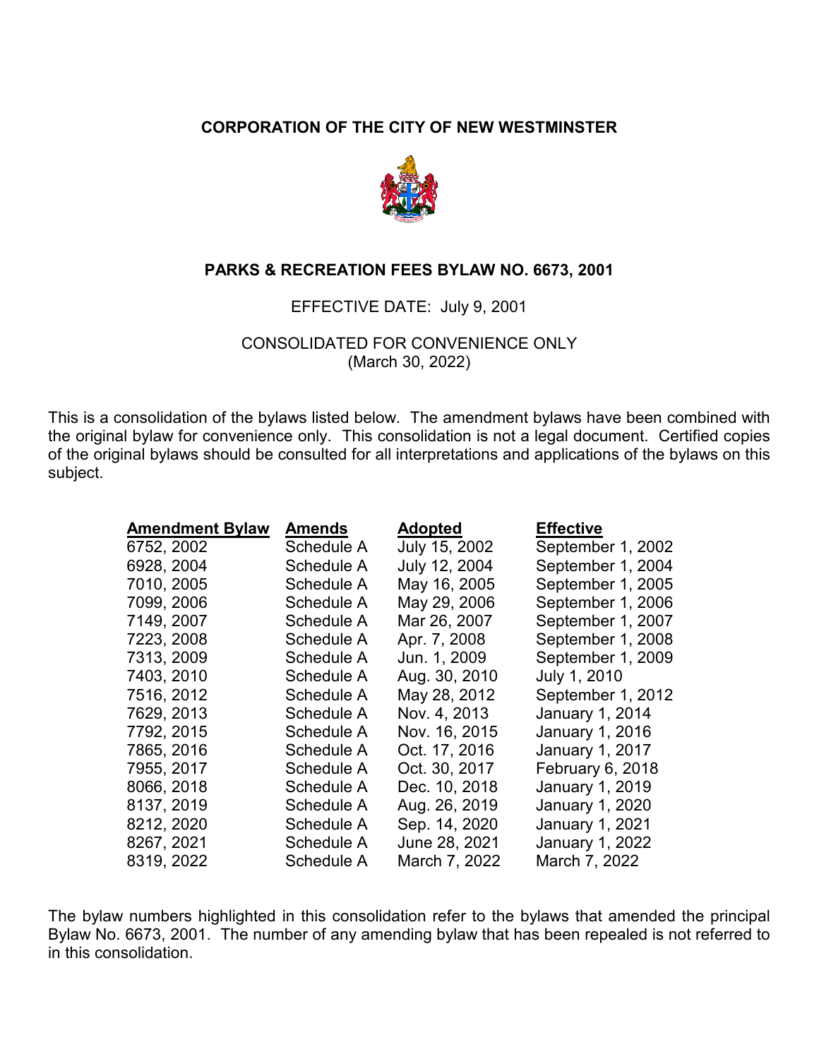**CORPORATION OF THE CITY OF NEW WESTMINSTER**

**PARKS & RECREATION FEES BYLAW NO. 6673, 2001**

EFFECTIVE DATE: July 9, 2001

CONSOLIDATED FOR CONVENIENCE ONLY
(March 30, 2022)

This is a consolidation of the bylaws listed below. The amendment bylaws have been combined with the original bylaw for convenience only. This consolidation is not a legal document. Certified copies of the original bylaws should be consulted for all interpretations and applications of the bylaws on this subject.

| Amendment Bylaw | Amends | Adopted | Effective |
|---|---|---|---|
| 6752, 2002 | Schedule A | July 15, 2002 | September 1, 2002 |
| 6928, 2004 | Schedule A | July 12, 2004 | September 1, 2004 |
| 7010, 2005 | Schedule A | May 16, 2005 | September 1, 2005 |
| 7099, 2006 | Schedule A | May 29, 2006 | September 1, 2006 |
| 7149, 2007 | Schedule A | Mar 26, 2007 | September 1, 2007 |
| 7223, 2008 | Schedule A | Apr. 7, 2008 | September 1, 2008 |
| 7313, 2009 | Schedule A | Jun. 1, 2009 | September 1, 2009 |
| 7403, 2010 | Schedule A | Aug. 30, 2010 | July 1, 2010 |
| 7516, 2012 | Schedule A | May 28, 2012 | September 1, 2012 |
| 7629, 2013 | Schedule A | Nov. 4, 2013 | January 1, 2014 |
| 7792, 2015 | Schedule A | Nov. 16, 2015 | January 1, 2016 |
| 7865, 2016 | Schedule A | Oct. 17, 2016 | January 1, 2017 |
| 7955, 2017 | Schedule A | Oct. 30, 2017 | February 6, 2018 |
| 8066, 2018 | Schedule A | Dec. 10, 2018 | January 1, 2019 |
| 8137, 2019 | Schedule A | Aug. 26, 2019 | January 1, 2020 |
| 8212, 2020 | Schedule A | Sep. 14, 2020 | January 1, 2021 |
| 8267, 2021 | Schedule A | June 28, 2021 | January 1, 2022 |
| 8319, 2022 | Schedule A | March 7, 2022 | March 7, 2022 |

The bylaw numbers highlighted in this consolidation refer to the bylaws that amended the principal Bylaw No. 6673, 2001. The number of any amending bylaw that has been repealed is not referred to in this consolidation.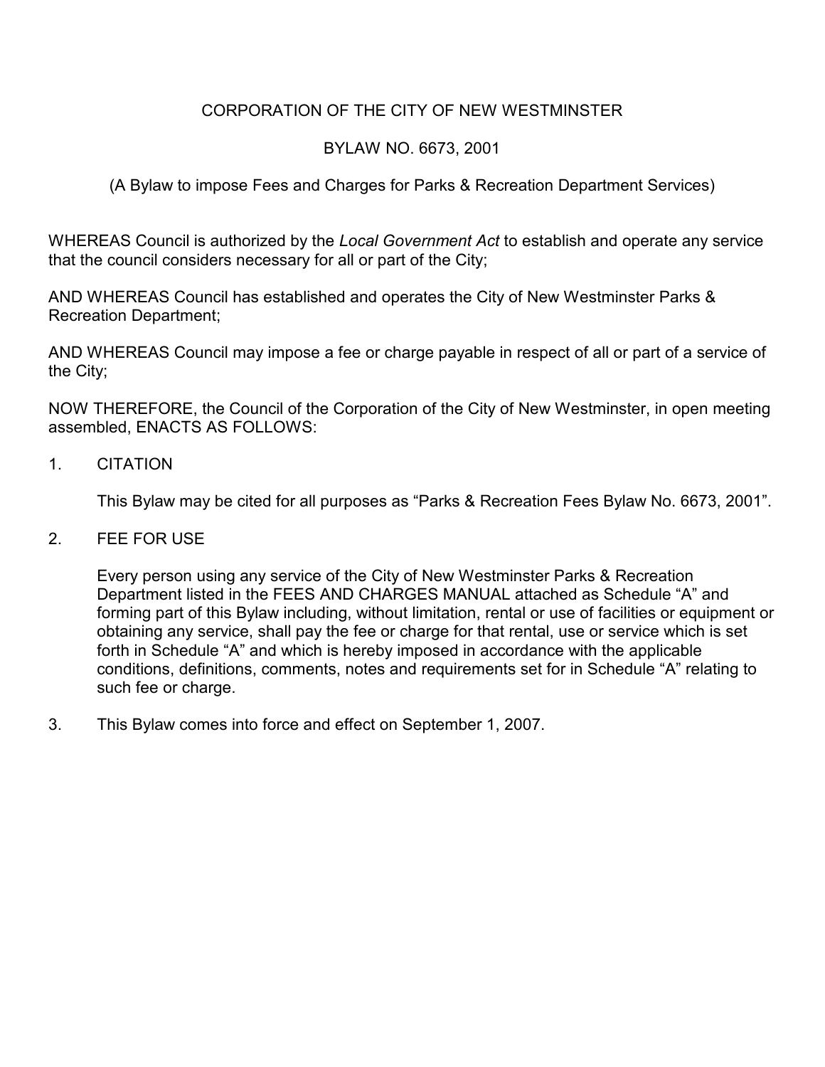CORPORATION OF THE CITY OF NEW WESTMINSTER

BYLAW NO. 6673, 2001

(A Bylaw to impose Fees and Charges for Parks & Recreation Department Services)

WHEREAS Council is authorized by the *Local Government Act* to establish and operate any service that the council considers necessary for all or part of the City;

AND WHEREAS Council has established and operates the City of New Westminster Parks & Recreation Department;

AND WHEREAS Council may impose a fee or charge payable in respect of all or part of a service of the City;

NOW THEREFORE, the Council of the Corporation of the City of New Westminster, in open meeting assembled, ENACTS AS FOLLOWS:

1. CITATION

   This Bylaw may be cited for all purposes as "Parks & Recreation Fees Bylaw No. 6673, 2001".

2. FEE FOR USE

   Every person using any service of the City of New Westminster Parks & Recreation Department listed in the FEES AND CHARGES MANUAL attached as Schedule "A" and forming part of this Bylaw including, without limitation, rental or use of facilities or equipment or obtaining any service, shall pay the fee or charge for that rental, use or service which is set forth in Schedule "A" and which is hereby imposed in accordance with the applicable conditions, definitions, comments, notes and requirements set for in Schedule "A" relating to such fee or charge.

3. This Bylaw comes into force and effect on September 1, 2007.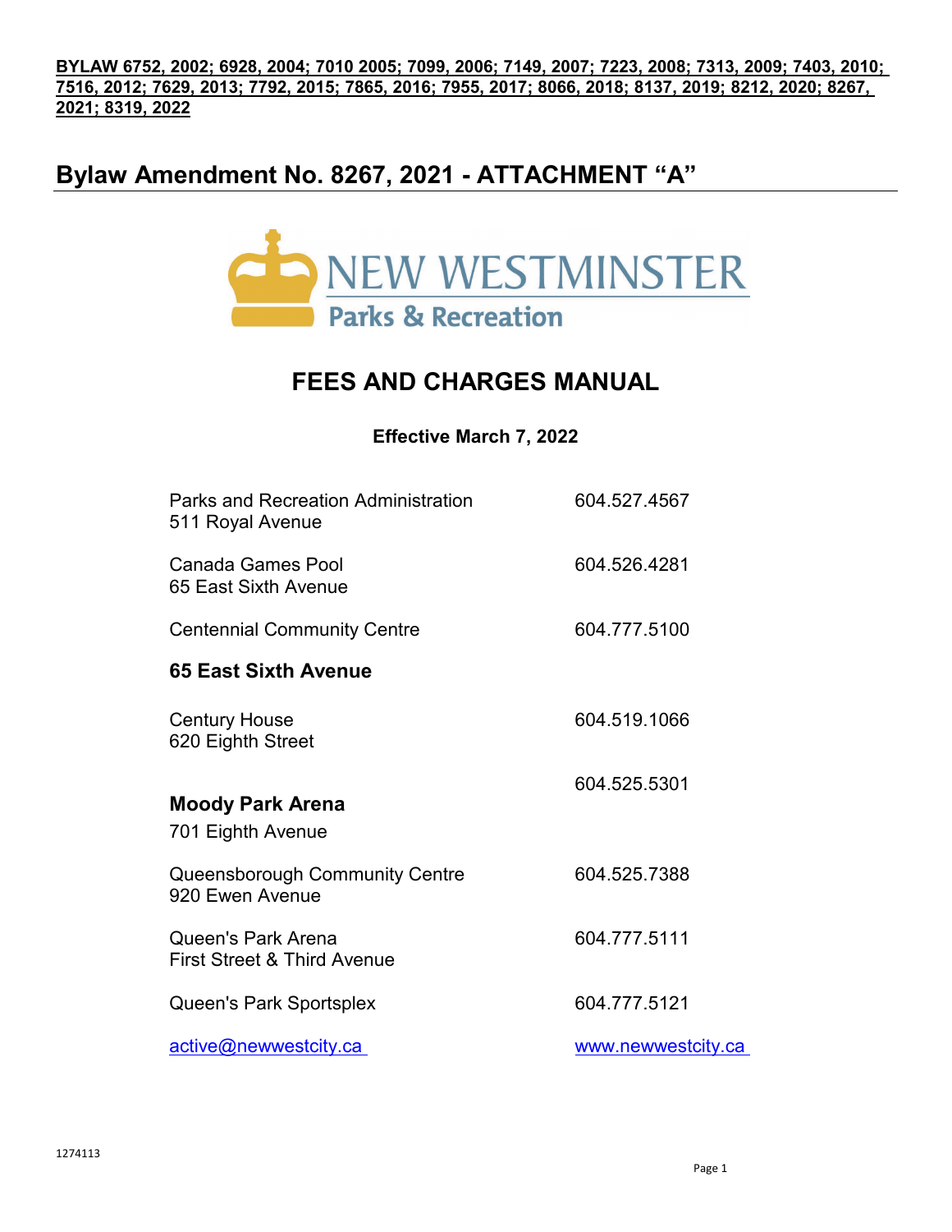**BYLAW 6752, 2002; 6928, 2004; 7010 2005; 7099, 2006; 7149, 2007; 7223, 2008; 7313, 2009; 7403, 2010; 7516, 2012; 7629, 2013; 7792, 2015; 7865, 2016; 7955, 2017; 8066, 2018; 8137, 2019; 8212, 2020; 8267, 2021; 8319, 2022**

# Bylaw Amendment No. 8267, 2021 - ATTACHMENT "A"

NEW WESTMINSTER
Parks & Recreation

## FEES AND CHARGES MANUAL

**Effective March 7, 2022**

| | |
|---|---|
| Parks and Recreation Administration<br>511 Royal Avenue | 604.527.4567 |
| Canada Games Pool<br>65 East Sixth Avenue | 604.526.4281 |
| Centennial Community Centre<br>**65 East Sixth Avenue** | 604.777.5100 |
| Century House<br>620 Eighth Street | 604.519.1066 |
| **Moody Park Arena**<br>701 Eighth Avenue | 604.525.5301 |
| Queensborough Community Centre<br>920 Ewen Avenue | 604.525.7388 |
| Queen's Park Arena<br>First Street & Third Avenue | 604.777.5111 |
| Queen's Park Sportsplex | 604.777.5121 |
| active@newwestcity.ca | www.newwestcity.ca |

1274113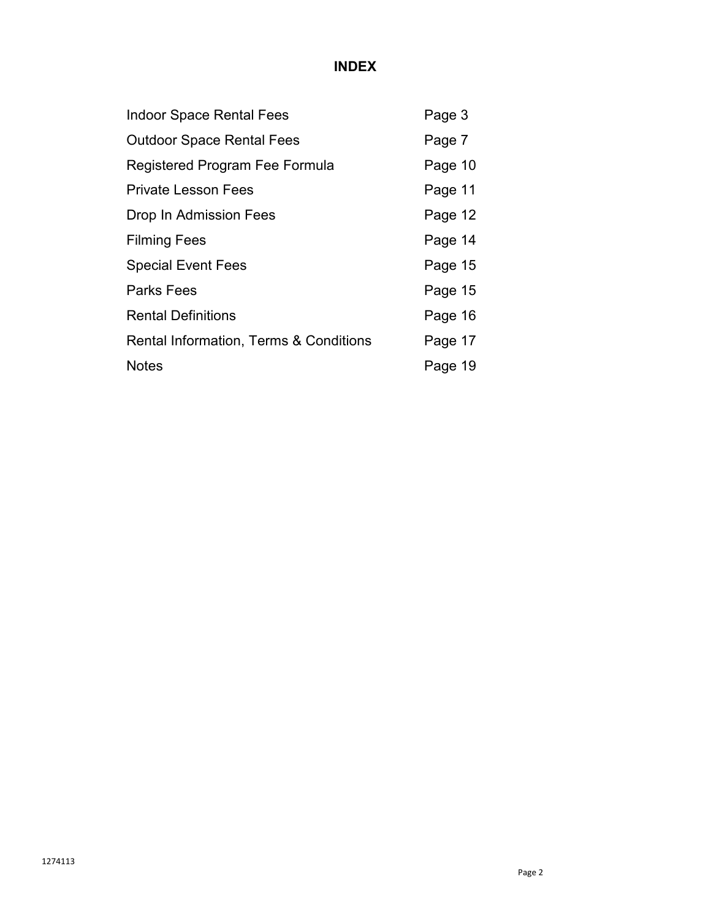# INDEX

| | |
|---|---|
| Indoor Space Rental Fees | Page 3 |
| Outdoor Space Rental Fees | Page 7 |
| Registered Program Fee Formula | Page 10 |
| Private Lesson Fees | Page 11 |
| Drop In Admission Fees | Page 12 |
| Filming Fees | Page 14 |
| Special Event Fees | Page 15 |
| Parks Fees | Page 15 |
| Rental Definitions | Page 16 |
| Rental Information, Terms & Conditions | Page 17 |
| Notes | Page 19 |

1274113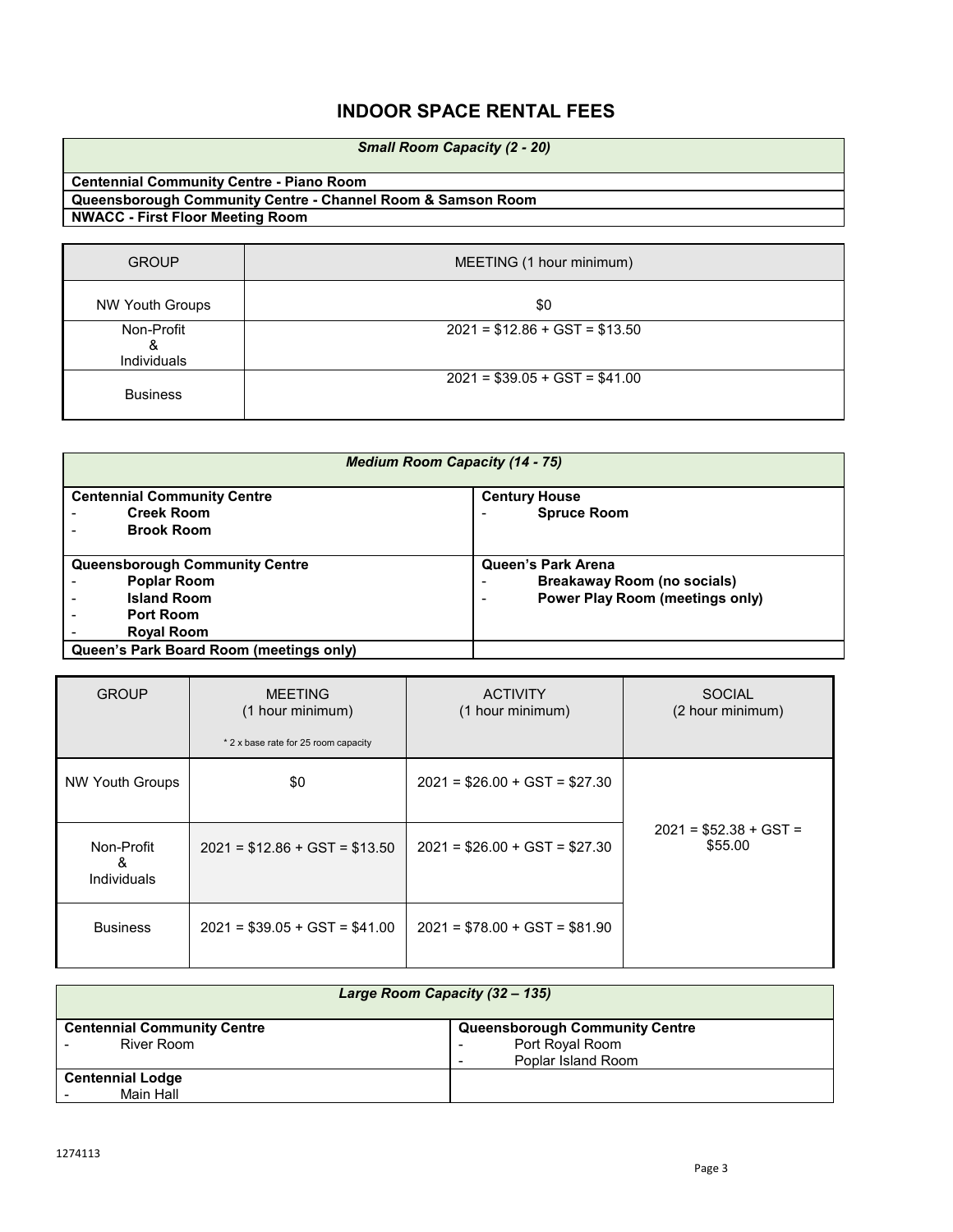# INDOOR SPACE RENTAL FEES

| *Small Room Capacity (2 - 20)* |
|---|
| **Centennial Community Centre - Piano Room** |
| **Queensborough Community Centre - Channel Room & Samson Room** |
| **NWACC - First Floor Meeting Room** |

| GROUP | MEETING (1 hour minimum) |
|---|---|
| NW Youth Groups | $0 |
| Non-Profit & Individuals | 2021 = $12.86 + GST = $13.50 |
| Business | 2021 = $39.05 + GST = $41.00 |

| *Medium Room Capacity (14 - 75)* | |
|---|---|
| **Centennial Community Centre**<br>- **Creek Room**<br>- **Brook Room** | **Century House**<br>- **Spruce Room** |
| **Queensborough Community Centre**<br>- **Poplar Room**<br>- **Island Room**<br>- **Port Room**<br>- **Royal Room** | **Queen's Park Arena**<br>- **Breakaway Room (no socials)**<br>- **Power Play Room (meetings only)** |
| **Queen's Park Board Room (meetings only)** | |

| GROUP | MEETING (1 hour minimum)<br>* 2 x base rate for 25 room capacity | ACTIVITY (1 hour minimum) | SOCIAL (2 hour minimum) |
|---|---|---|---|
| NW Youth Groups | $0 | 2021 = $26.00 + GST = $27.30 | 2021 = $52.38 + GST = $55.00 |
| Non-Profit & Individuals | 2021 = $12.86 + GST = $13.50 | 2021 = $26.00 + GST = $27.30 | |
| Business | 2021 = $39.05 + GST = $41.00 | 2021 = $78.00 + GST = $81.90 | |

| *Large Room Capacity (32 – 135)* | |
|---|---|
| **Centennial Community Centre**<br>- River Room | **Queensborough Community Centre**<br>- Port Royal Room<br>- Poplar Island Room |
| **Centennial Lodge**<br>- Main Hall | |

1274113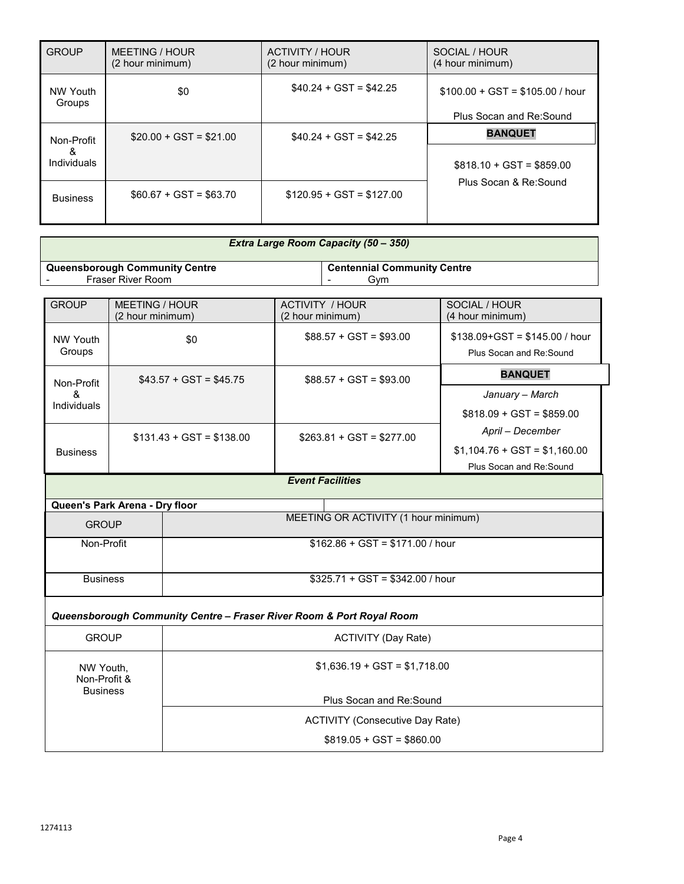| GROUP | MEETING / HOUR (2 hour minimum) | ACTIVITY / HOUR (2 hour minimum) | SOCIAL / HOUR (4 hour minimum) |
|---|---|---|---|
| NW Youth Groups | $0 | $40.24 + GST = $42.25 | $100.00 + GST = $105.00 / hour<br>Plus Socan and Re:Sound |
| Non-Profit & Individuals | $20.00 + GST = $21.00 | $40.24 + GST = $42.25 | **BANQUET**<br>$818.10 + GST = $859.00<br>Plus Socan & Re:Sound |
| Business | $60.67 + GST = $63.70 | $120.95 + GST = $127.00 | |

***Extra Large Room Capacity (50 – 350)***

| Queensborough Community Centre | Centennial Community Centre |
|---|---|
| - Fraser River Room | - Gym |

| GROUP | MEETING / HOUR (2 hour minimum) | ACTIVITY / HOUR (2 hour minimum) | SOCIAL / HOUR (4 hour minimum) |
|---|---|---|---|
| NW Youth Groups | $0 | $88.57 + GST = $93.00 | $138.09+GST = $145.00 / hour<br>Plus Socan and Re:Sound |
| Non-Profit & Individuals | $43.57 + GST = $45.75 | $88.57 + GST = $93.00 | **BANQUET**<br>*January – March*<br>$818.09 + GST = $859.00 |
| Business | $131.43 + GST = $138.00 | $263.81 + GST = $277.00 | *April – December*<br>$1,104.76 + GST = $1,160.00<br>Plus Socan and Re:Sound |

***Event Facilities***

**Queen's Park Arena - Dry floor**

| GROUP | MEETING OR ACTIVITY (1 hour minimum) |
|---|---|
| Non-Profit | $162.86 + GST = $171.00 / hour |
| Business | $325.71 + GST = $342.00 / hour |

***Queensborough Community Centre – Fraser River Room & Port Royal Room***

| GROUP | ACTIVITY (Day Rate) |
|---|---|
| NW Youth, Non-Profit & Business | $1,636.19 + GST = $1,718.00<br>Plus Socan and Re:Sound |
| | ACTIVITY (Consecutive Day Rate)<br>$819.05 + GST = $860.00 |

1274113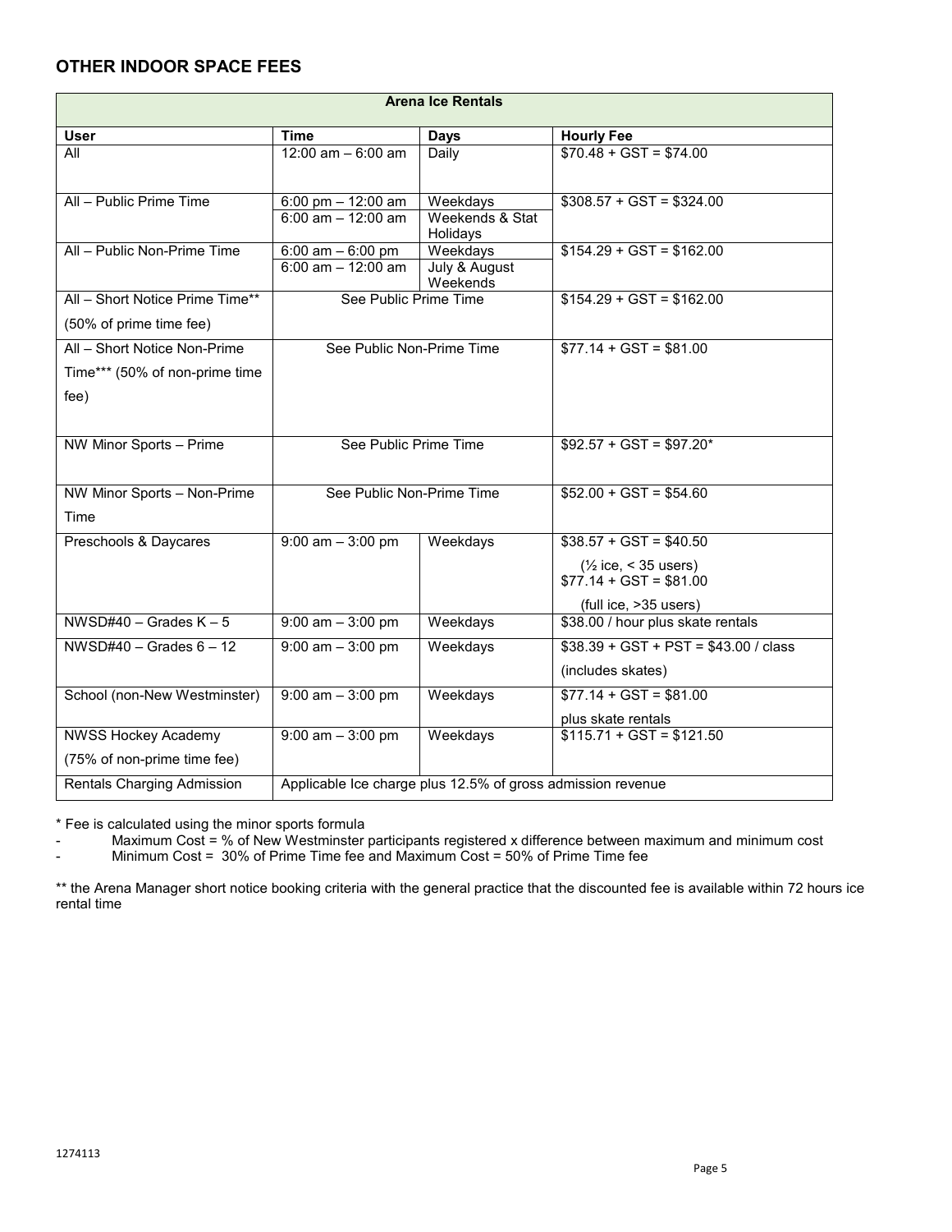## OTHER INDOOR SPACE FEES

| Arena Ice Rentals | | | |
|---|---|---|---|
| **User** | **Time** | **Days** | **Hourly Fee** |
| All | 12:00 am – 6:00 am | Daily | $70.48 + GST = $74.00 |
| All – Public Prime Time | 6:00 pm – 12:00 am<br>6:00 am – 12:00 am | Weekdays<br>Weekends & Stat Holidays | $308.57 + GST = $324.00 |
| All – Public Non-Prime Time | 6:00 am – 6:00 pm<br>6:00 am – 12:00 am | Weekdays<br>July & August Weekends | $154.29 + GST = $162.00 |
| All – Short Notice Prime Time** (50% of prime time fee) | See Public Prime Time | | $154.29 + GST = $162.00 |
| All – Short Notice Non-Prime Time*** (50% of non-prime time fee) | See Public Non-Prime Time | | $77.14 + GST = $81.00 |
| NW Minor Sports – Prime | See Public Prime Time | | $92.57 + GST = $97.20* |
| NW Minor Sports – Non-Prime Time | See Public Non-Prime Time | | $52.00 + GST = $54.60 |
| Preschools & Daycares | 9:00 am – 3:00 pm | Weekdays | $38.57 + GST = $40.50<br>(½ ice, < 35 users)<br>$77.14 + GST = $81.00<br>(full ice, >35 users) |
| NWSD#40 – Grades K – 5 | 9:00 am – 3:00 pm | Weekdays | $38.00 / hour plus skate rentals |
| NWSD#40 – Grades 6 – 12 | 9:00 am – 3:00 pm | Weekdays | $38.39 + GST + PST = $43.00 / class<br>(includes skates) |
| School (non-New Westminster) | 9:00 am – 3:00 pm | Weekdays | $77.14 + GST = $81.00<br>plus skate rentals |
| NWSS Hockey Academy (75% of non-prime time fee) | 9:00 am – 3:00 pm | Weekdays | $115.71 + GST = $121.50 |
| Rentals Charging Admission | Applicable Ice charge plus 12.5% of gross admission revenue | | |

\* Fee is calculated using the minor sports formula

- Maximum Cost = % of New Westminster participants registered x difference between maximum and minimum cost
- Minimum Cost = 30% of Prime Time fee and Maximum Cost = 50% of Prime Time fee

** the Arena Manager short notice booking criteria with the general practice that the discounted fee is available within 72 hours ice rental time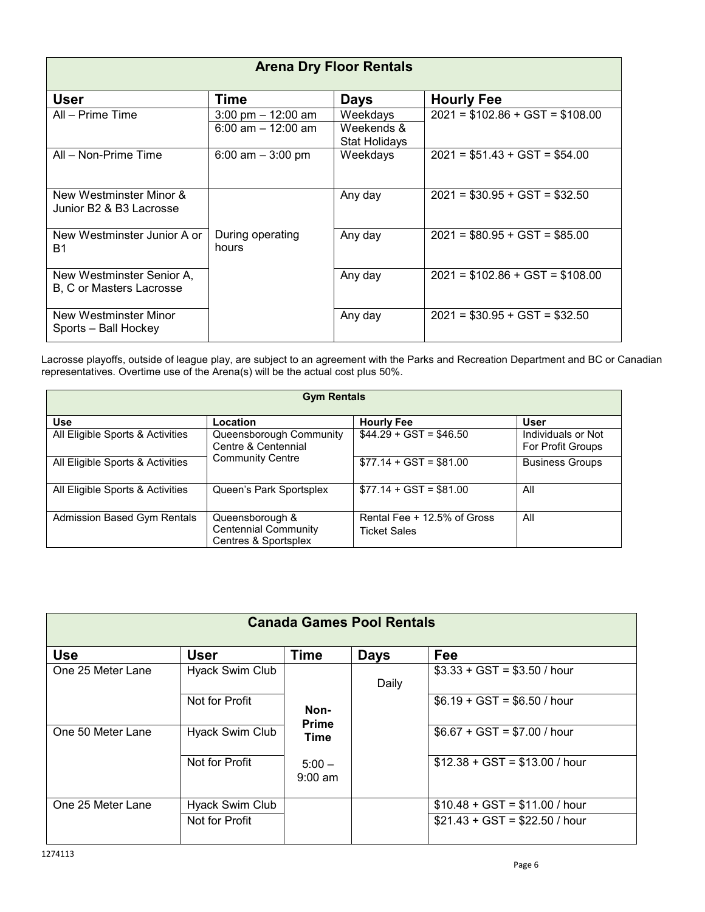| Arena Dry Floor Rentals | | | |
|---|---|---|---|
| **User** | **Time** | **Days** | **Hourly Fee** |
| All – Prime Time | 3:00 pm – 12:00 am | Weekdays | 2021 = $102.86 + GST = $108.00 |
| | 6:00 am – 12:00 am | Weekends & Stat Holidays | |
| All – Non-Prime Time | 6:00 am – 3:00 pm | Weekdays | 2021 = $51.43 + GST = $54.00 |
| New Westminster Minor & Junior B2 & B3 Lacrosse | During operating hours | Any day | 2021 = $30.95 + GST = $32.50 |
| New Westminster Junior A or B1 | During operating hours | Any day | 2021 = $80.95 + GST = $85.00 |
| New Westminster Senior A, B, C or Masters Lacrosse | During operating hours | Any day | 2021 = $102.86 + GST = $108.00 |
| New Westminster Minor Sports – Ball Hockey | During operating hours | Any day | 2021 = $30.95 + GST = $32.50 |

Lacrosse playoffs, outside of league play, are subject to an agreement with the Parks and Recreation Department and BC or Canadian representatives. Overtime use of the Arena(s) will be the actual cost plus 50%.

| Gym Rentals | | | |
|---|---|---|---|
| **Use** | **Location** | **Hourly Fee** | **User** |
| All Eligible Sports & Activities | Queensborough Community Centre & Centennial Community Centre | $44.29 + GST = $46.50 | Individuals or Not For Profit Groups |
| All Eligible Sports & Activities | Queensborough Community Centre & Centennial Community Centre | $77.14 + GST = $81.00 | Business Groups |
| All Eligible Sports & Activities | Queen's Park Sportsplex | $77.14 + GST = $81.00 | All |
| Admission Based Gym Rentals | Queensborough & Centennial Community Centres & Sportsplex | Rental Fee + 12.5% of Gross Ticket Sales | All |

| Canada Games Pool Rentals | | | | |
|---|---|---|---|---|
| **Use** | **User** | **Time** | **Days** | **Fee** |
| One 25 Meter Lane | Hyack Swim Club | Non-Prime Time 5:00 – 9:00 am | Daily | $3.33 + GST = $3.50 / hour |
| | Not for Profit | Non-Prime Time 5:00 – 9:00 am | Daily | $6.19 + GST = $6.50 / hour |
| One 50 Meter Lane | Hyack Swim Club | Non-Prime Time 5:00 – 9:00 am | Daily | $6.67 + GST = $7.00 / hour |
| | Not for Profit | Non-Prime Time 5:00 – 9:00 am | Daily | $12.38 + GST = $13.00 / hour |
| One 25 Meter Lane | Hyack Swim Club | | | $10.48 + GST = $11.00 / hour |
| | Not for Profit | | | $21.43 + GST = $22.50 / hour |

1274113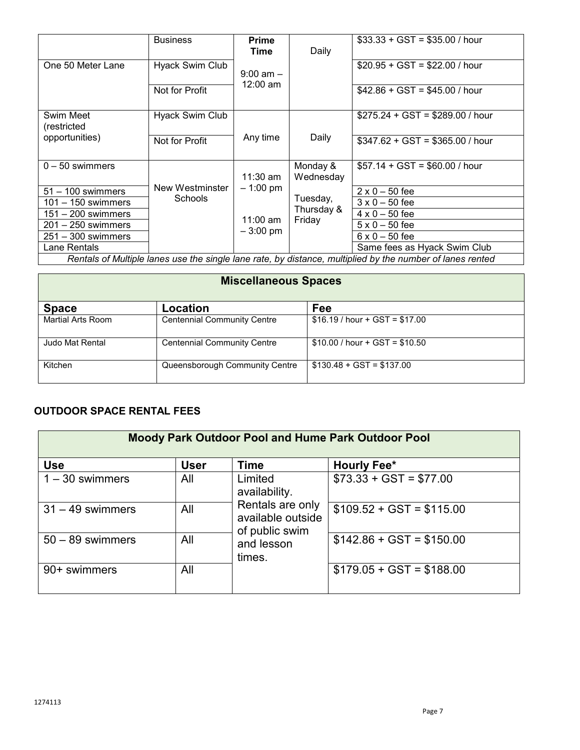|  | Business | **Prime Time** | Daily | $33.33 + GST = $35.00 / hour |
|---|---|---|---|---|
| One 50 Meter Lane | Hyack Swim Club | 9:00 am – 12:00 am |  | $20.95 + GST = $22.00 / hour |
|  | Not for Profit |  |  | $42.86 + GST = $45.00 / hour |
| Swim Meet (restricted opportunities) | Hyack Swim Club | Any time | Daily | $275.24 + GST = $289.00 / hour |
|  | Not for Profit |  |  | $347.62 + GST = $365.00 / hour |
| 0 – 50 swimmers | New Westminster Schools | 11:30 am – 1:00 pm | Monday & Wednesday | $57.14 + GST = $60.00 / hour |
| 51 – 100 swimmers |  |  | Tuesday, Thursday & Friday | 2 x 0 – 50 fee |
| 101 – 150 swimmers |  |  |  | 3 x 0 – 50 fee |
| 151 – 200 swimmers |  | 11:00 am – 3:00 pm |  | 4 x 0 – 50 fee |
| 201 – 250 swimmers |  |  |  | 5 x 0 – 50 fee |
| 251 – 300 swimmers |  |  |  | 6 x 0 – 50 fee |
| Lane Rentals |  |  |  | Same fees as Hyack Swim Club |
| *Rentals of Multiple lanes use the single lane rate, by distance, multiplied by the number of lanes rented* |  |  |  |  |

| **Miscellaneous Spaces** | | |
|---|---|---|
| **Space** | **Location** | **Fee** |
| Martial Arts Room | Centennial Community Centre | $16.19 / hour + GST = $17.00 |
| Judo Mat Rental | Centennial Community Centre | $10.00 / hour + GST = $10.50 |
| Kitchen | Queensborough Community Centre | $130.48 + GST = $137.00 |

## OUTDOOR SPACE RENTAL FEES

| **Moody Park Outdoor Pool and Hume Park Outdoor Pool** | | | |
|---|---|---|---|
| **Use** | **User** | **Time** | **Hourly Fee\*** |
| 1 – 30 swimmers | All | Limited availability. Rentals are only available outside of public swim and lesson times. | $73.33 + GST = $77.00 |
| 31 – 49 swimmers | All |  | $109.52 + GST = $115.00 |
| 50 – 89 swimmers | All |  | $142.86 + GST = $150.00 |
| 90+ swimmers | All |  | $179.05 + GST = $188.00 |

1274113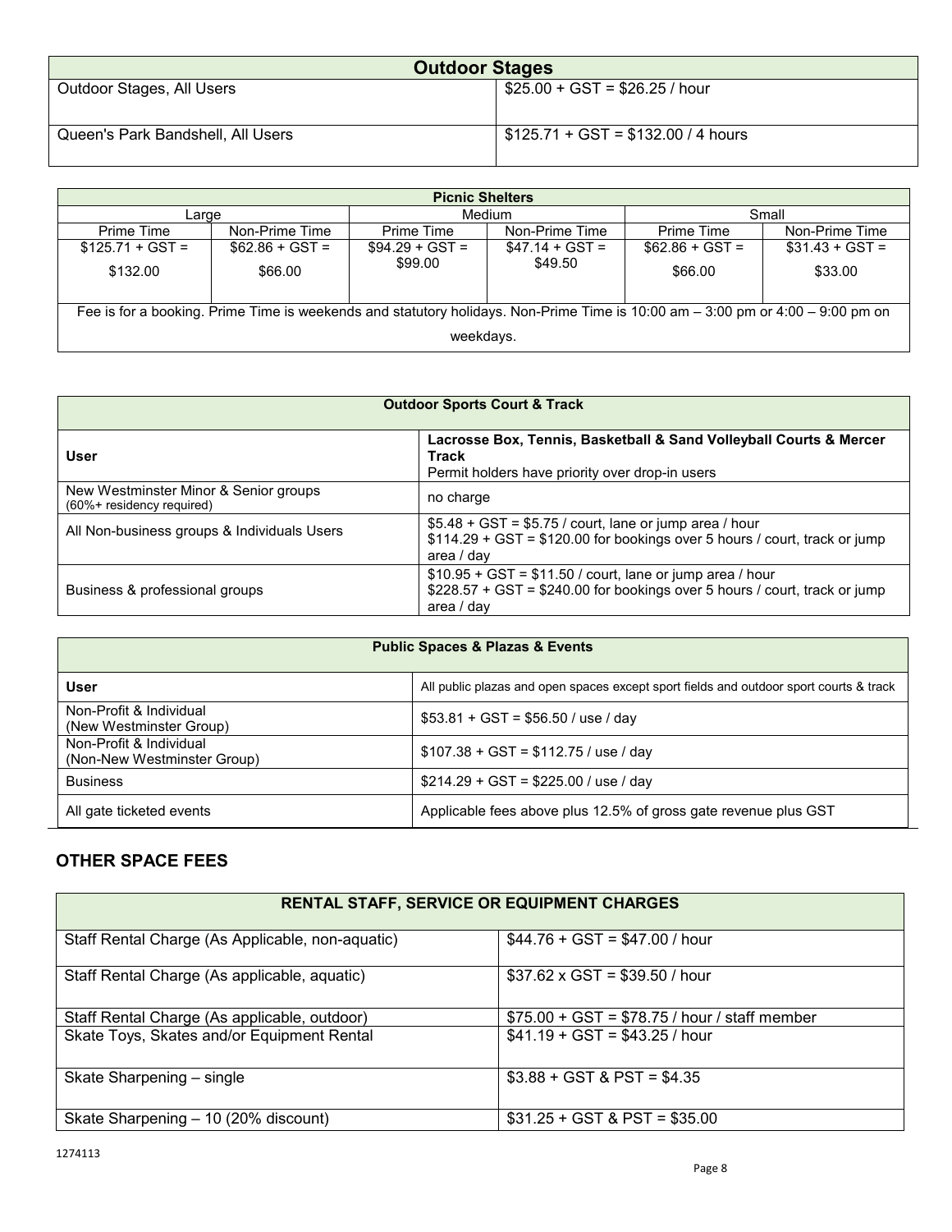| Outdoor Stages | |
|---|---|
| Outdoor Stages, All Users | $25.00 + GST = $26.25 / hour |
| Queen's Park Bandshell, All Users | $125.71 + GST = $132.00 / 4 hours |

| Picnic Shelters | | | | | |
|---|---|---|---|---|---|
| Large | | Medium | | Small | |
| Prime Time | Non-Prime Time | Prime Time | Non-Prime Time | Prime Time | Non-Prime Time |
| $125.71 + GST = $132.00 | $62.86 + GST = $66.00 | $94.29 + GST = $99.00 | $47.14 + GST = $49.50 | $62.86 + GST = $66.00 | $31.43 + GST = $33.00 |
| Fee is for a booking. Prime Time is weekends and statutory holidays. Non-Prime Time is 10:00 am – 3:00 pm or 4:00 – 9:00 pm on weekdays. | | | | | |

| Outdoor Sports Court & Track | |
|---|---|
| **User** | **Lacrosse Box, Tennis, Basketball & Sand Volleyball Courts & Mercer Track**<br>Permit holders have priority over drop-in users |
| New Westminster Minor & Senior groups (60%+ residency required) | no charge |
| All Non-business groups & Individuals Users | $5.48 + GST = $5.75 / court, lane or jump area / hour<br>$114.29 + GST = $120.00 for bookings over 5 hours / court, track or jump area / day |
| Business & professional groups | $10.95 + GST = $11.50 / court, lane or jump area / hour<br>$228.57 + GST = $240.00 for bookings over 5 hours / court, track or jump area / day |

| Public Spaces & Plazas & Events | |
|---|---|
| **User** | All public plazas and open spaces except sport fields and outdoor sport courts & track |
| Non-Profit & Individual (New Westminster Group) | $53.81 + GST = $56.50 / use / day |
| Non-Profit & Individual (Non-New Westminster Group) | $107.38 + GST = $112.75 / use / day |
| Business | $214.29 + GST = $225.00 / use / day |
| All gate ticketed events | Applicable fees above plus 12.5% of gross gate revenue plus GST |

## OTHER SPACE FEES

| RENTAL STAFF, SERVICE OR EQUIPMENT CHARGES | |
|---|---|
| Staff Rental Charge (As Applicable, non-aquatic) | $44.76 + GST = $47.00 / hour |
| Staff Rental Charge (As applicable, aquatic) | $37.62 x GST = $39.50 / hour |
| Staff Rental Charge (As applicable, outdoor) | $75.00 + GST = $78.75 / hour / staff member |
| Skate Toys, Skates and/or Equipment Rental | $41.19 + GST = $43.25 / hour |
| Skate Sharpening – single | $3.88 + GST & PST = $4.35 |
| Skate Sharpening – 10 (20% discount) | $31.25 + GST & PST = $35.00 |

1274113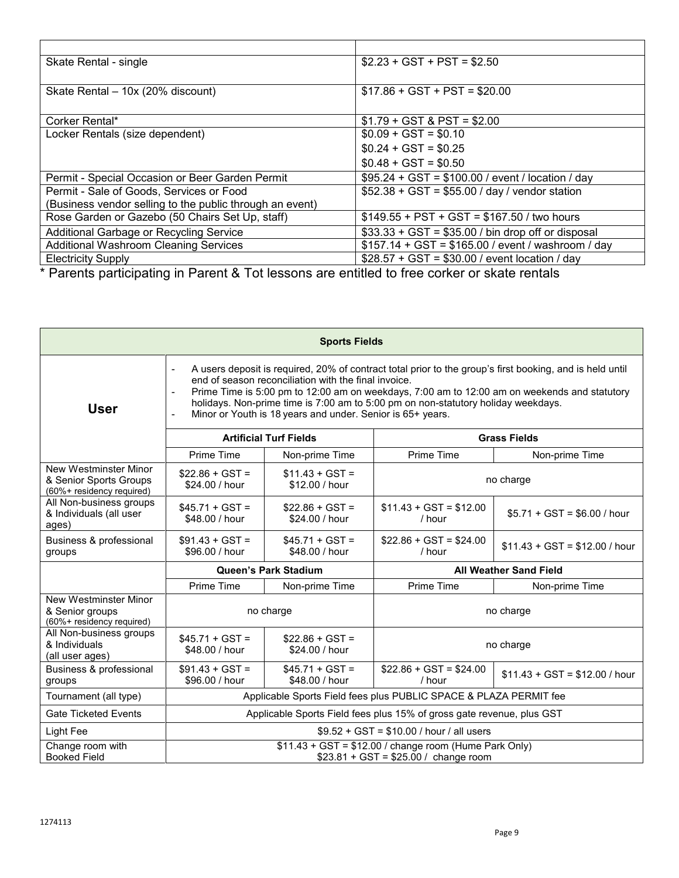| | |
|---|---|
| Skate Rental - single | $2.23 + GST + PST = $2.50 |
| Skate Rental – 10x (20% discount) | $17.86 + GST + PST = $20.00 |
| Corker Rental* | $1.79 + GST & PST = $2.00 |
| Locker Rentals (size dependent) | $0.09 + GST = $0.10<br>$0.24 + GST = $0.25<br>$0.48 + GST = $0.50 |
| Permit - Special Occasion or Beer Garden Permit | $95.24 + GST = $100.00 / event / location / day |
| Permit - Sale of Goods, Services or Food (Business vendor selling to the public through an event) | $52.38 + GST = $55.00 / day / vendor station |
| Rose Garden or Gazebo (50 Chairs Set Up, staff) | $149.55 + PST + GST = $167.50 / two hours |
| Additional Garbage or Recycling Service | $33.33 + GST = $35.00 / bin drop off or disposal |
| Additional Washroom Cleaning Services | $157.14 + GST = $165.00 / event / washroom / day |
| Electricity Supply | $28.57 + GST = $30.00 / event location / day |

* Parents participating in Parent & Tot lessons are entitled to free corker or skate rentals

| **Sports Fields** | | | | |
|---|---|---|---|---|
| **User** | - A users deposit is required, 20% of contract total prior to the group's first booking, and is held until end of season reconciliation with the final invoice.<br>- Prime Time is 5:00 pm to 12:00 am on weekdays, 7:00 am to 12:00 am on weekends and statutory holidays. Non-prime time is 7:00 am to 5:00 pm on non-statutory holiday weekdays.<br>- Minor or Youth is 18 years and under. Senior is 65+ years. | | | |
| | **Artificial Turf Fields** | | **Grass Fields** | |
| | Prime Time | Non-prime Time | Prime Time | Non-prime Time |
| New Westminster Minor & Senior Sports Groups (60%+ residency required) | $22.86 + GST = $24.00 / hour | $11.43 + GST = $12.00 / hour | no charge | |
| All Non-business groups & Individuals (all user ages) | $45.71 + GST = $48.00 / hour | $22.86 + GST = $24.00 / hour | $11.43 + GST = $12.00 / hour | $5.71 + GST = $6.00 / hour |
| Business & professional groups | $91.43 + GST = $96.00 / hour | $45.71 + GST = $48.00 / hour | $22.86 + GST = $24.00 / hour | $11.43 + GST = $12.00 / hour |
| | **Queen's Park Stadium** | | **All Weather Sand Field** | |
| | Prime Time | Non-prime Time | Prime Time | Non-prime Time |
| New Westminster Minor & Senior groups (60%+ residency required) | no charge | | no charge | |
| All Non-business groups & Individuals (all user ages) | $45.71 + GST = $48.00 / hour | $22.86 + GST = $24.00 / hour | no charge | |
| Business & professional groups | $91.43 + GST = $96.00 / hour | $45.71 + GST = $48.00 / hour | $22.86 + GST = $24.00 / hour | $11.43 + GST = $12.00 / hour |
| Tournament (all type) | Applicable Sports Field fees plus PUBLIC SPACE & PLAZA PERMIT fee | | | |
| Gate Ticketed Events | Applicable Sports Field fees plus 15% of gross gate revenue, plus GST | | | |
| Light Fee | $9.52 + GST = $10.00 / hour / all users | | | |
| Change room with Booked Field | $11.43 + GST = $12.00 / change room (Hume Park Only)<br>$23.81 + GST = $25.00 / change room | | | |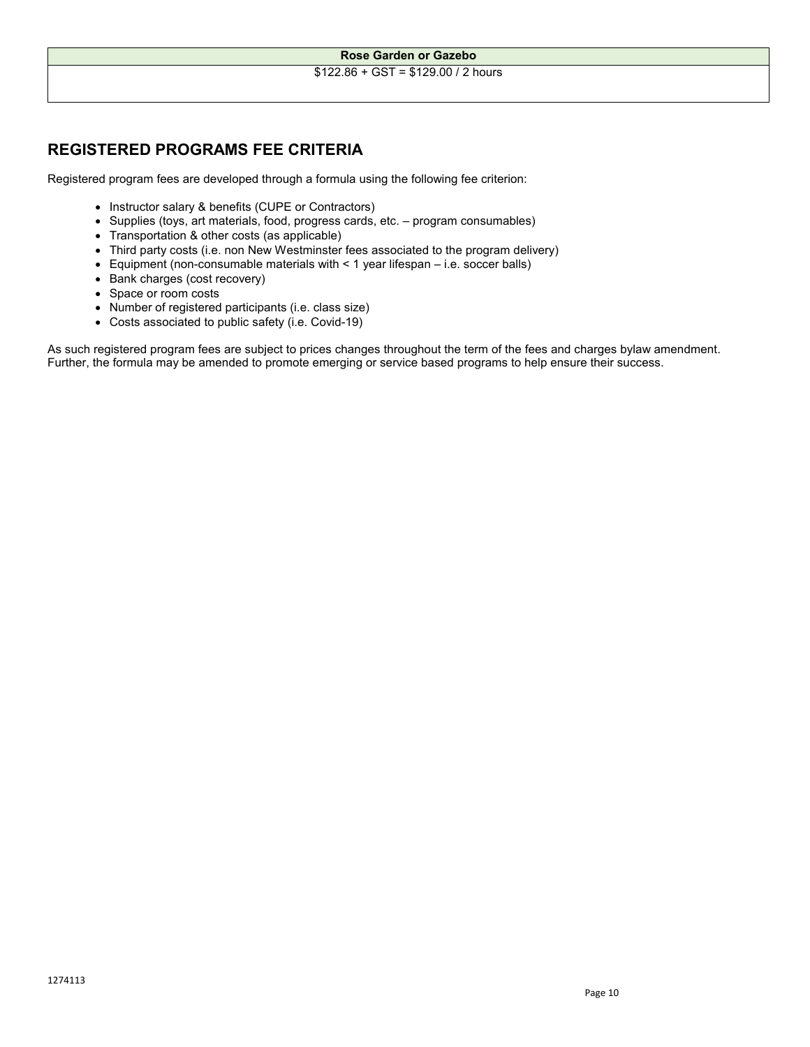| Rose Garden or Gazebo |
| --- |
| $122.86 + GST = $129.00 / 2 hours |

## REGISTERED PROGRAMS FEE CRITERIA

Registered program fees are developed through a formula using the following fee criterion:

- Instructor salary & benefits (CUPE or Contractors)
- Supplies (toys, art materials, food, progress cards, etc. – program consumables)
- Transportation & other costs (as applicable)
- Third party costs (i.e. non New Westminster fees associated to the program delivery)
- Equipment (non-consumable materials with < 1 year lifespan – i.e. soccer balls)
- Bank charges (cost recovery)
- Space or room costs
- Number of registered participants (i.e. class size)
- Costs associated to public safety (i.e. Covid-19)

As such registered program fees are subject to prices changes throughout the term of the fees and charges bylaw amendment. Further, the formula may be amended to promote emerging or service based programs to help ensure their success.

1274113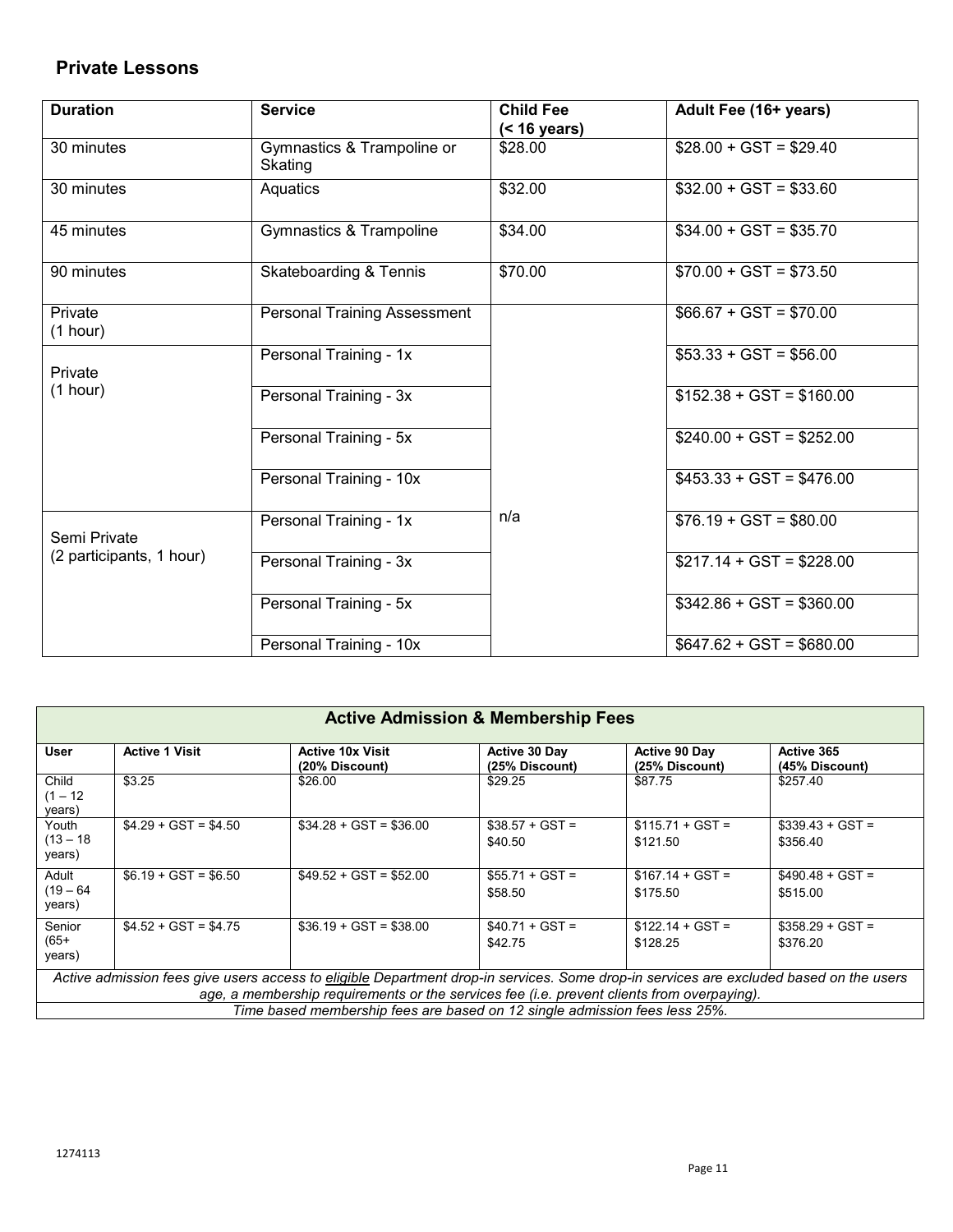## Private Lessons

| Duration | Service | Child Fee (< 16 years) | Adult Fee (16+ years) |
|---|---|---|---|
| 30 minutes | Gymnastics & Trampoline or Skating | $28.00 | $28.00 + GST = $29.40 |
| 30 minutes | Aquatics | $32.00 | $32.00 + GST = $33.60 |
| 45 minutes | Gymnastics & Trampoline | $34.00 | $34.00 + GST = $35.70 |
| 90 minutes | Skateboarding & Tennis | $70.00 | $70.00 + GST = $73.50 |
| Private (1 hour) | Personal Training Assessment | n/a | $66.67 + GST = $70.00 |
| Private (1 hour) | Personal Training - 1x | | $53.33 + GST = $56.00 |
| | Personal Training - 3x | | $152.38 + GST = $160.00 |
| | Personal Training - 5x | | $240.00 + GST = $252.00 |
| | Personal Training - 10x | | $453.33 + GST = $476.00 |
| Semi Private (2 participants, 1 hour) | Personal Training - 1x | | $76.19 + GST = $80.00 |
| | Personal Training - 3x | | $217.14 + GST = $228.00 |
| | Personal Training - 5x | | $342.86 + GST = $360.00 |
| | Personal Training - 10x | | $647.62 + GST = $680.00 |

| Active Admission & Membership Fees | | | | | |
|---|---|---|---|---|---|
| **User** | **Active 1 Visit** | **Active 10x Visit (20% Discount)** | **Active 30 Day (25% Discount)** | **Active 90 Day (25% Discount)** | **Active 365 (45% Discount)** |
| Child (1 – 12 years) | $3.25 | $26.00 | $29.25 | $87.75 | $257.40 |
| Youth (13 – 18 years) | $4.29 + GST = $4.50 | $34.28 + GST = $36.00 | $38.57 + GST = $40.50 | $115.71 + GST = $121.50 | $339.43 + GST = $356.40 |
| Adult (19 – 64 years) | $6.19 + GST = $6.50 | $49.52 + GST = $52.00 | $55.71 + GST = $58.50 | $167.14 + GST = $175.50 | $490.48 + GST = $515.00 |
| Senior (65+ years) | $4.52 + GST = $4.75 | $36.19 + GST = $38.00 | $40.71 + GST = $42.75 | $122.14 + GST = $128.25 | $358.29 + GST = $376.20 |
| *Active admission fees give users access to eligible Department drop-in services. Some drop-in services are excluded based on the users age, a membership requirements or the services fee (i.e. prevent clients from overpaying).* | | | | | |
| *Time based membership fees are based on 12 single admission fees less 25%.* | | | | | |

1274113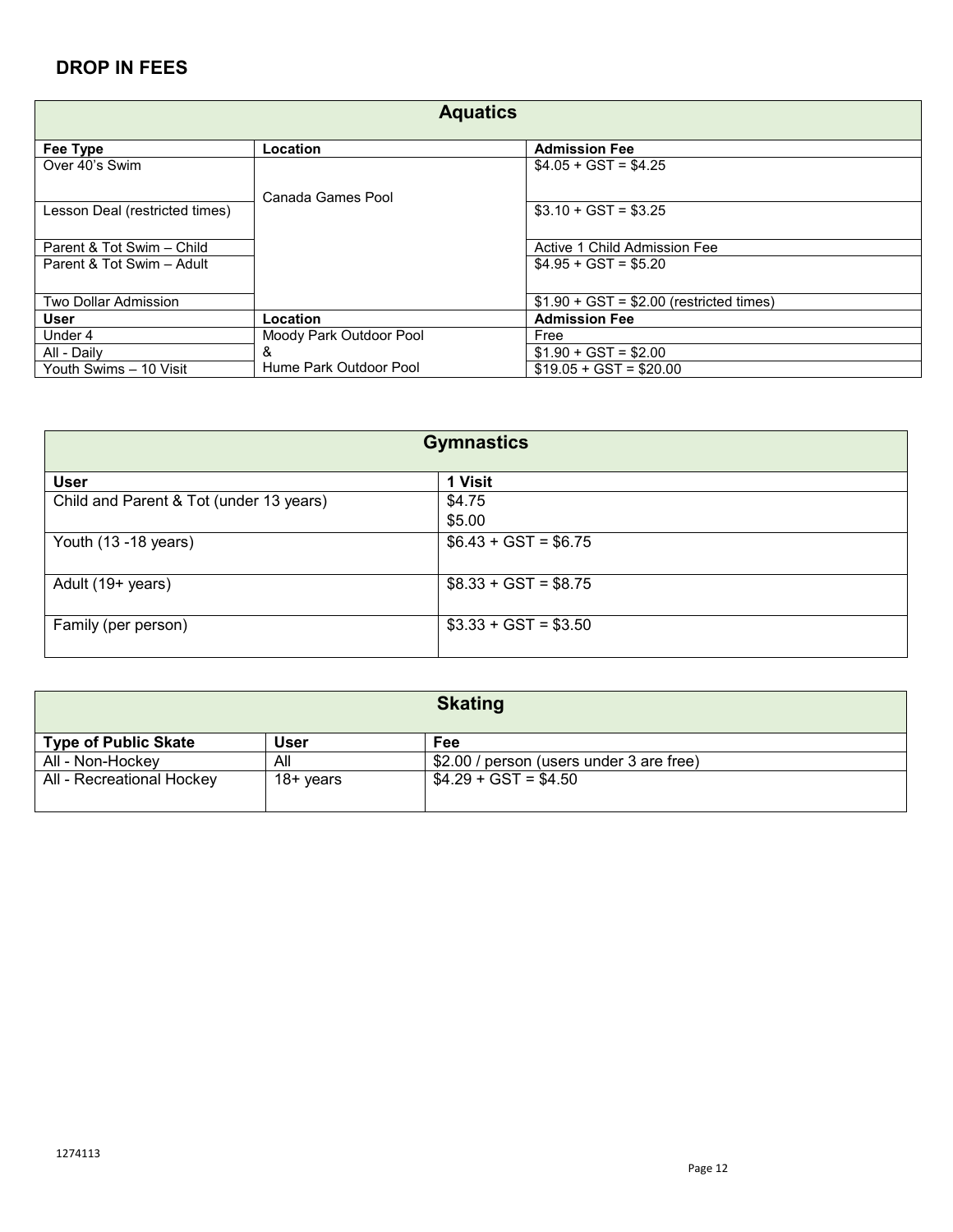## DROP IN FEES

| Aquatics | | |
|---|---|---|
| **Fee Type** | **Location** | **Admission Fee** |
| Over 40's Swim | Canada Games Pool | $4.05 + GST = $4.25 |
| Lesson Deal (restricted times) | | $3.10 + GST = $3.25 |
| Parent & Tot Swim – Child | | Active 1 Child Admission Fee |
| Parent & Tot Swim – Adult | | $4.95 + GST = $5.20 |
| Two Dollar Admission | | $1.90 + GST = $2.00 (restricted times) |
| **User** | **Location** | **Admission Fee** |
| Under 4 | Moody Park Outdoor Pool & Hume Park Outdoor Pool | Free |
| All - Daily | | $1.90 + GST = $2.00 |
| Youth Swims – 10 Visit | | $19.05 + GST = $20.00 |

| Gymnastics | |
|---|---|
| **User** | **1 Visit** |
| Child and Parent & Tot (under 13 years) | $4.75<br>$5.00 |
| Youth (13 -18 years) | $6.43 + GST = $6.75 |
| Adult (19+ years) | $8.33 + GST = $8.75 |
| Family (per person) | $3.33 + GST = $3.50 |

| Skating | | |
|---|---|---|
| **Type of Public Skate** | **User** | **Fee** |
| All - Non-Hockey | All | $2.00 / person (users under 3 are free) |
| All - Recreational Hockey | 18+ years | $4.29 + GST = $4.50 |

1274113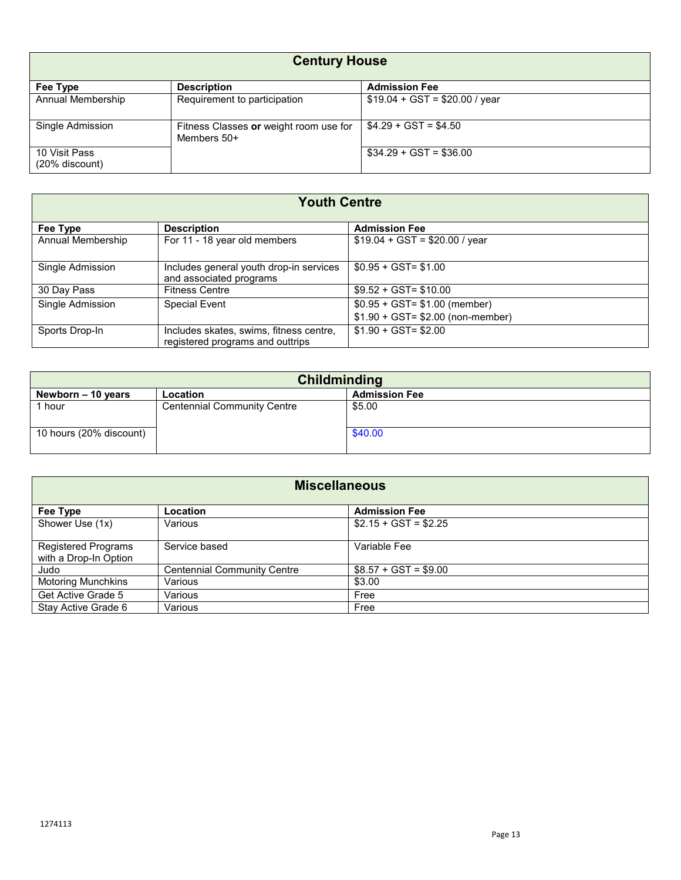| Century House | | |
|---|---|---|
| **Fee Type** | **Description** | **Admission Fee** |
| Annual Membership | Requirement to participation | $19.04 + GST = $20.00 / year |
| Single Admission | Fitness Classes **or** weight room use for Members 50+ | $4.29 + GST = $4.50 |
| 10 Visit Pass (20% discount) | | $34.29 + GST = $36.00 |

| Youth Centre | | |
|---|---|---|
| **Fee Type** | **Description** | **Admission Fee** |
| Annual Membership | For 11 - 18 year old members | $19.04 + GST = $20.00 / year |
| Single Admission | Includes general youth drop-in services and associated programs | $0.95 + GST= $1.00 |
| 30 Day Pass | Fitness Centre | $9.52 + GST= $10.00 |
| Single Admission | Special Event | $0.95 + GST= $1.00 (member)<br>$1.90 + GST= $2.00 (non-member) |
| Sports Drop-In | Includes skates, swims, fitness centre, registered programs and outtrips | $1.90 + GST= $2.00 |

| Childminding | | |
|---|---|---|
| **Newborn – 10 years** | **Location** | **Admission Fee** |
| 1 hour | Centennial Community Centre | $5.00 |
| 10 hours (20% discount) | | $40.00 |

| Miscellaneous | | |
|---|---|---|
| **Fee Type** | **Location** | **Admission Fee** |
| Shower Use (1x) | Various | $2.15 + GST = $2.25 |
| Registered Programs with a Drop-In Option | Service based | Variable Fee |
| Judo | Centennial Community Centre | $8.57 + GST = $9.00 |
| Motoring Munchkins | Various | $3.00 |
| Get Active Grade 5 | Various | Free |
| Stay Active Grade 6 | Various | Free |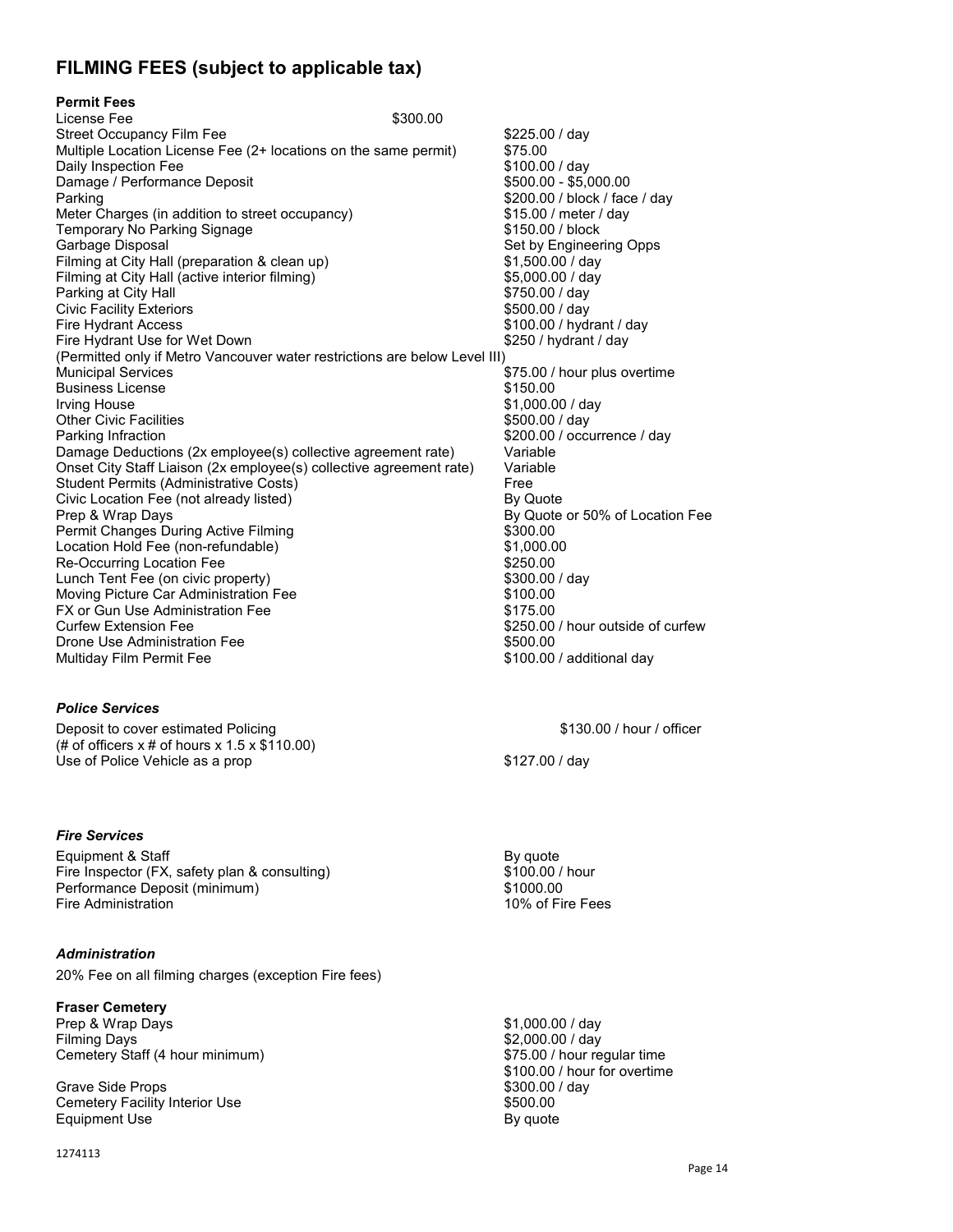## FILMING FEES (subject to applicable tax)

**Permit Fees**

| Item | Fee |
|---|---|
| License Fee | $300.00 |
| Street Occupancy Film Fee | $225.00 / day |
| Multiple Location License Fee (2+ locations on the same permit) | $75.00 |
| Daily Inspection Fee | $100.00 / day |
| Damage / Performance Deposit | $500.00 - $5,000.00 |
| Parking | $200.00 / block / face / day |
| Meter Charges (in addition to street occupancy) | $15.00 / meter / day |
| Temporary No Parking Signage | $150.00 / block |
| Garbage Disposal | Set by Engineering Opps |
| Filming at City Hall (preparation & clean up) | $1,500.00 / day |
| Filming at City Hall (active interior filming) | $5,000.00 / day |
| Parking at City Hall | $750.00 / day |
| Civic Facility Exteriors | $500.00 / day |
| Fire Hydrant Access | $100.00 / hydrant / day |
| Fire Hydrant Use for Wet Down (Permitted only if Metro Vancouver water restrictions are below Level III) | $250 / hydrant / day |
| Municipal Services | $75.00 / hour plus overtime |
| Business License | $150.00 |
| Irving House | $1,000.00 / day |
| Other Civic Facilities | $500.00 / day |
| Parking Infraction | $200.00 / occurrence / day |
| Damage Deductions (2x employee(s) collective agreement rate) | Variable |
| Onset City Staff Liaison (2x employee(s) collective agreement rate) | Variable |
| Student Permits (Administrative Costs) | Free |
| Civic Location Fee (not already listed) | By Quote |
| Prep & Wrap Days | By Quote or 50% of Location Fee |
| Permit Changes During Active Filming | $300.00 |
| Location Hold Fee (non-refundable) | $1,000.00 |
| Re-Occurring Location Fee | $250.00 |
| Lunch Tent Fee (on civic property) | $300.00 / day |
| Moving Picture Car Administration Fee | $100.00 |
| FX or Gun Use Administration Fee | $175.00 |
| Curfew Extension Fee | $250.00 / hour outside of curfew |
| Drone Use Administration Fee | $500.00 |
| Multiday Film Permit Fee | $100.00 / additional day |

***Police Services***

| Item | Fee |
|---|---|
| Deposit to cover estimated Policing (# of officers x # of hours x 1.5 x $110.00) | $130.00 / hour / officer |
| Use of Police Vehicle as a prop | $127.00 / day |

***Fire Services***

| Item | Fee |
|---|---|
| Equipment & Staff | By quote |
| Fire Inspector (FX, safety plan & consulting) | $100.00 / hour |
| Performance Deposit (minimum) | $1000.00 |
| Fire Administration | 10% of Fire Fees |

***Administration***

20% Fee on all filming charges (exception Fire fees)

**Fraser Cemetery**

| Item | Fee |
|---|---|
| Prep & Wrap Days | $1,000.00 / day |
| Filming Days | $2,000.00 / day |
| Cemetery Staff (4 hour minimum) | $75.00 / hour regular time<br>$100.00 / hour for overtime |
| Grave Side Props | $300.00 / day |
| Cemetery Facility Interior Use | $500.00 |
| Equipment Use | By quote |

1274113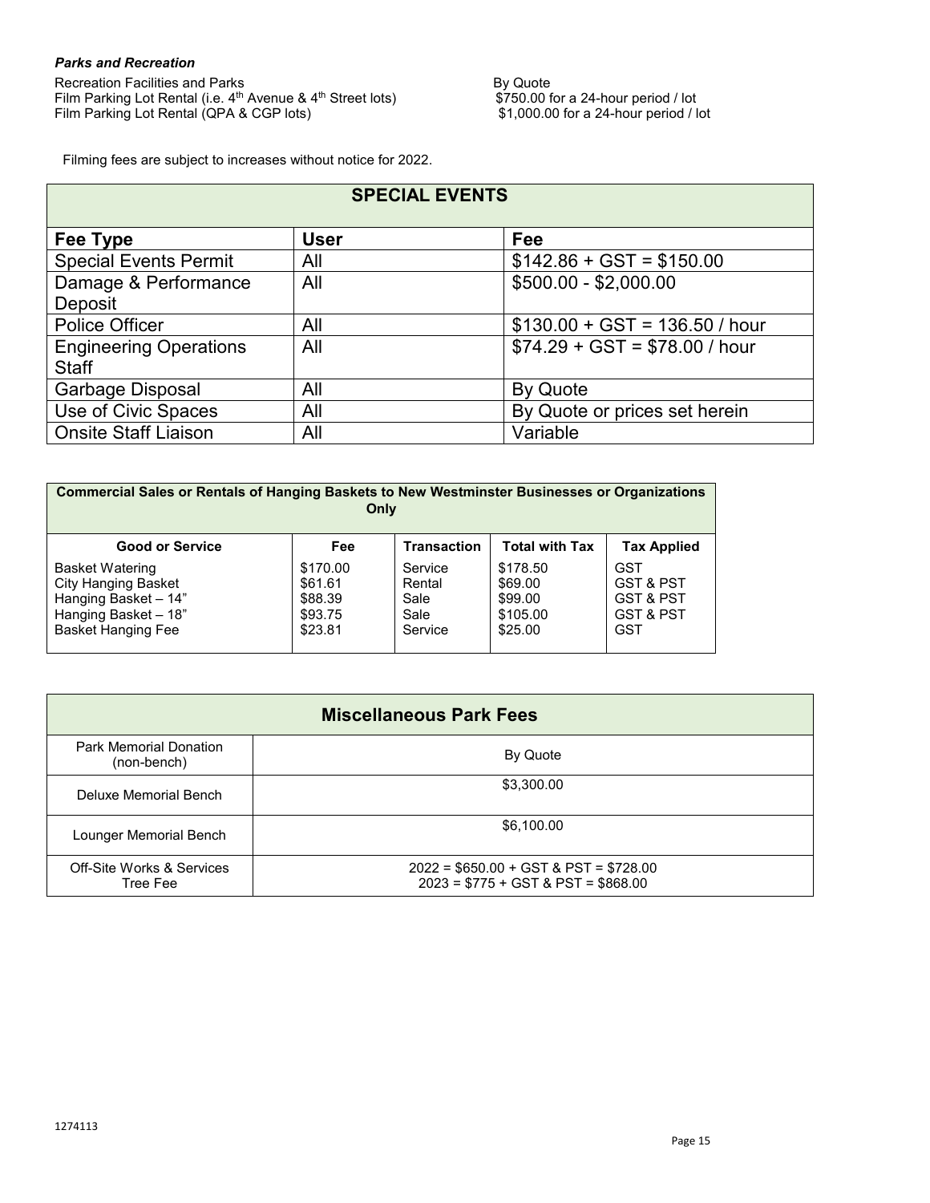***Parks and Recreation***

Recreation Facilities and Parks — By Quote
Film Parking Lot Rental (i.e. 4th Avenue & 4th Street lots) — $750.00 for a 24-hour period / lot
Film Parking Lot Rental (QPA & CGP lots) — $1,000.00 for a 24-hour period / lot

Filming fees are subject to increases without notice for 2022.

| SPECIAL EVENTS | | |
|---|---|---|
| **Fee Type** | **User** | **Fee** |
| Special Events Permit | All | $142.86 + GST = $150.00 |
| Damage & Performance Deposit | All | $500.00 - $2,000.00 |
| Police Officer | All | $130.00 + GST = 136.50 / hour |
| Engineering Operations Staff | All | $74.29 + GST = $78.00 / hour |
| Garbage Disposal | All | By Quote |
| Use of Civic Spaces | All | By Quote or prices set herein |
| Onsite Staff Liaison | All | Variable |

| Commercial Sales or Rentals of Hanging Baskets to New Westminster Businesses or Organizations Only | | | | |
|---|---|---|---|---|
| **Good or Service** | **Fee** | **Transaction** | **Total with Tax** | **Tax Applied** |
| Basket Watering | $170.00 | Service | $178.50 | GST |
| City Hanging Basket | $61.61 | Rental | $69.00 | GST & PST |
| Hanging Basket – 14” | $88.39 | Sale | $99.00 | GST & PST |
| Hanging Basket – 18” | $93.75 | Sale | $105.00 | GST & PST |
| Basket Hanging Fee | $23.81 | Service | $25.00 | GST |

| Miscellaneous Park Fees | |
|---|---|
| Park Memorial Donation (non-bench) | By Quote |
| Deluxe Memorial Bench | $3,300.00 |
| Lounger Memorial Bench | $6,100.00 |
| Off-Site Works & Services Tree Fee | 2022 = $650.00 + GST & PST = $728.00<br>2023 = $775 + GST & PST = $868.00 |

1274113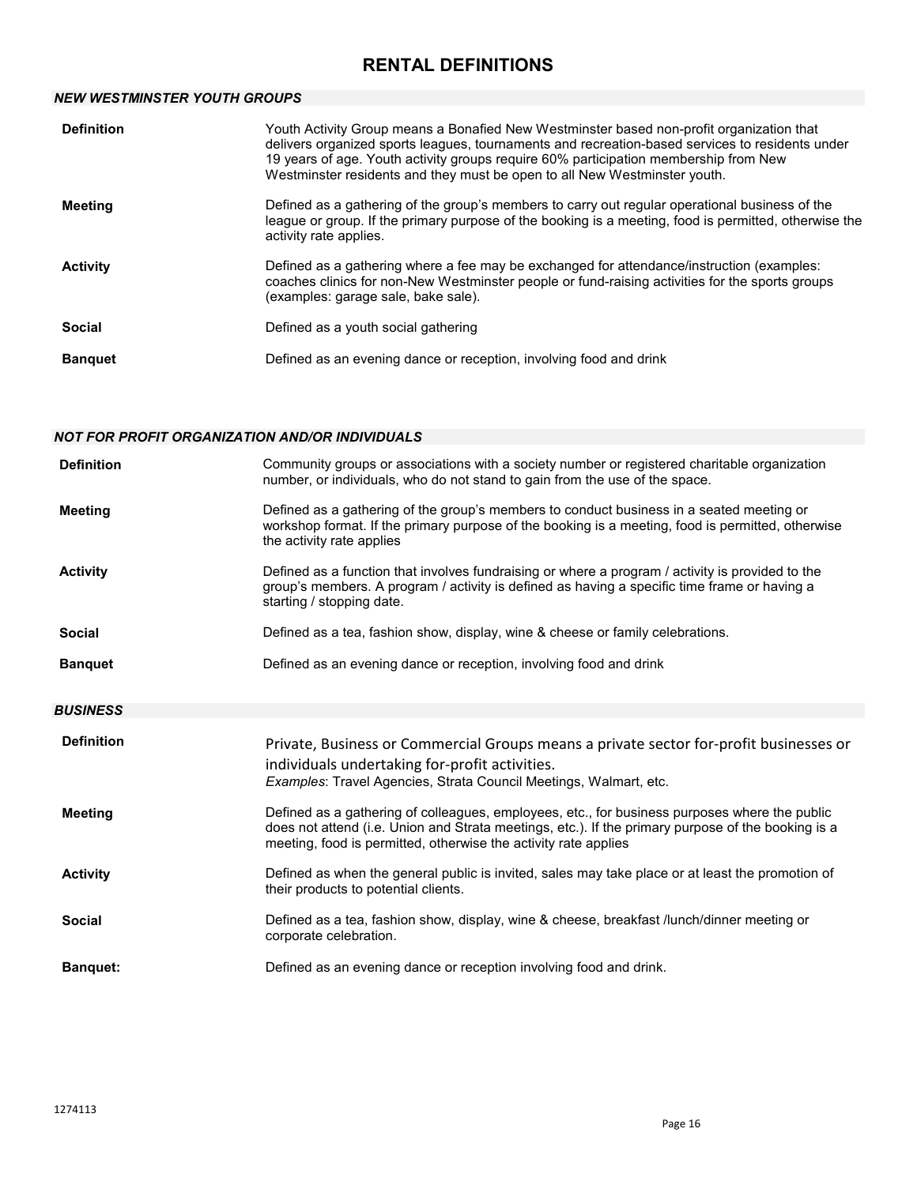# RENTAL DEFINITIONS

## *NEW WESTMINSTER YOUTH GROUPS*

| | |
|---|---|
| **Definition** | Youth Activity Group means a Bonafied New Westminster based non-profit organization that delivers organized sports leagues, tournaments and recreation-based services to residents under 19 years of age. Youth activity groups require 60% participation membership from New Westminster residents and they must be open to all New Westminster youth. |
| **Meeting** | Defined as a gathering of the group's members to carry out regular operational business of the league or group. If the primary purpose of the booking is a meeting, food is permitted, otherwise the activity rate applies. |
| **Activity** | Defined as a gathering where a fee may be exchanged for attendance/instruction (examples: coaches clinics for non-New Westminster people or fund-raising activities for the sports groups (examples: garage sale, bake sale). |
| **Social** | Defined as a youth social gathering |
| **Banquet** | Defined as an evening dance or reception, involving food and drink |

## *NOT FOR PROFIT ORGANIZATION AND/OR INDIVIDUALS*

| | |
|---|---|
| **Definition** | Community groups or associations with a society number or registered charitable organization number, or individuals, who do not stand to gain from the use of the space. |
| **Meeting** | Defined as a gathering of the group's members to conduct business in a seated meeting or workshop format. If the primary purpose of the booking is a meeting, food is permitted, otherwise the activity rate applies |
| **Activity** | Defined as a function that involves fundraising or where a program / activity is provided to the group's members. A program / activity is defined as having a specific time frame or having a starting / stopping date. |
| **Social** | Defined as a tea, fashion show, display, wine & cheese or family celebrations. |
| **Banquet** | Defined as an evening dance or reception, involving food and drink |

## *BUSINESS*

| | |
|---|---|
| **Definition** | Private, Business or Commercial Groups means a private sector for-profit businesses or individuals undertaking for-profit activities. *Examples*: Travel Agencies, Strata Council Meetings, Walmart, etc. |
| **Meeting** | Defined as a gathering of colleagues, employees, etc., for business purposes where the public does not attend (i.e. Union and Strata meetings, etc.). If the primary purpose of the booking is a meeting, food is permitted, otherwise the activity rate applies |
| **Activity** | Defined as when the general public is invited, sales may take place or at least the promotion of their products to potential clients. |
| **Social** | Defined as a tea, fashion show, display, wine & cheese, breakfast /lunch/dinner meeting or corporate celebration. |
| **Banquet:** | Defined as an evening dance or reception involving food and drink. |

1274113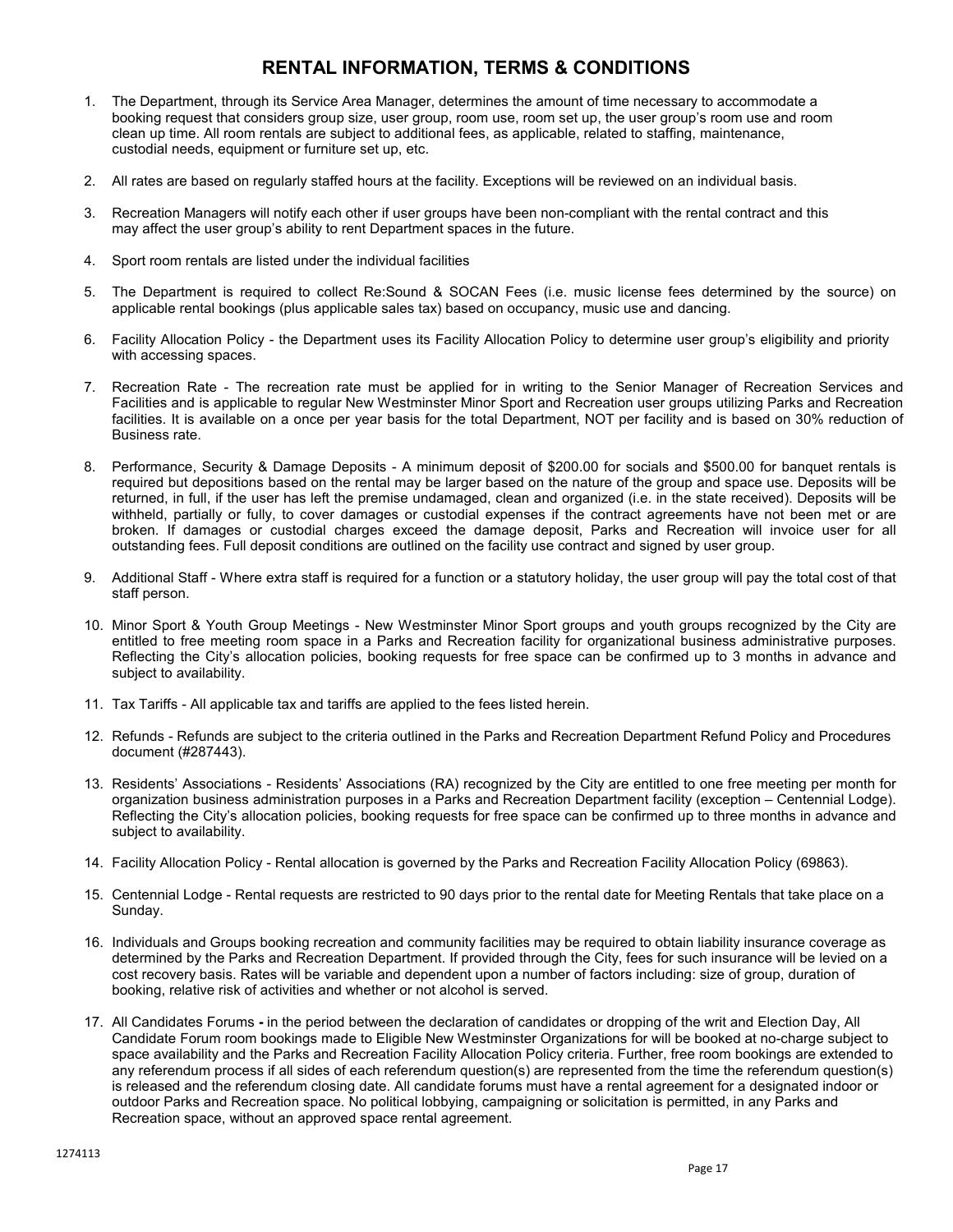# RENTAL INFORMATION, TERMS & CONDITIONS

1. The Department, through its Service Area Manager, determines the amount of time necessary to accommodate a booking request that considers group size, user group, room use, room set up, the user group's room use and room clean up time. All room rentals are subject to additional fees, as applicable, related to staffing, maintenance, custodial needs, equipment or furniture set up, etc.

2. All rates are based on regularly staffed hours at the facility. Exceptions will be reviewed on an individual basis.

3. Recreation Managers will notify each other if user groups have been non-compliant with the rental contract and this may affect the user group's ability to rent Department spaces in the future.

4. Sport room rentals are listed under the individual facilities

5. The Department is required to collect Re:Sound & SOCAN Fees (i.e. music license fees determined by the source) on applicable rental bookings (plus applicable sales tax) based on occupancy, music use and dancing.

6. Facility Allocation Policy - the Department uses its Facility Allocation Policy to determine user group's eligibility and priority with accessing spaces.

7. Recreation Rate - The recreation rate must be applied for in writing to the Senior Manager of Recreation Services and Facilities and is applicable to regular New Westminster Minor Sport and Recreation user groups utilizing Parks and Recreation facilities. It is available on a once per year basis for the total Department, NOT per facility and is based on 30% reduction of Business rate.

8. Performance, Security & Damage Deposits - A minimum deposit of $200.00 for socials and $500.00 for banquet rentals is required but depositions based on the rental may be larger based on the nature of the group and space use. Deposits will be returned, in full, if the user has left the premise undamaged, clean and organized (i.e. in the state received). Deposits will be withheld, partially or fully, to cover damages or custodial expenses if the contract agreements have not been met or are broken. If damages or custodial charges exceed the damage deposit, Parks and Recreation will invoice user for all outstanding fees. Full deposit conditions are outlined on the facility use contract and signed by user group.

9. Additional Staff - Where extra staff is required for a function or a statutory holiday, the user group will pay the total cost of that staff person.

10. Minor Sport & Youth Group Meetings - New Westminster Minor Sport groups and youth groups recognized by the City are entitled to free meeting room space in a Parks and Recreation facility for organizational business administrative purposes. Reflecting the City's allocation policies, booking requests for free space can be confirmed up to 3 months in advance and subject to availability.

11. Tax Tariffs - All applicable tax and tariffs are applied to the fees listed herein.

12. Refunds - Refunds are subject to the criteria outlined in the Parks and Recreation Department Refund Policy and Procedures document (#287443).

13. Residents' Associations - Residents' Associations (RA) recognized by the City are entitled to one free meeting per month for organization business administration purposes in a Parks and Recreation Department facility (exception – Centennial Lodge). Reflecting the City's allocation policies, booking requests for free space can be confirmed up to three months in advance and subject to availability.

14. Facility Allocation Policy - Rental allocation is governed by the Parks and Recreation Facility Allocation Policy (69863).

15. Centennial Lodge - Rental requests are restricted to 90 days prior to the rental date for Meeting Rentals that take place on a Sunday.

16. Individuals and Groups booking recreation and community facilities may be required to obtain liability insurance coverage as determined by the Parks and Recreation Department. If provided through the City, fees for such insurance will be levied on a cost recovery basis. Rates will be variable and dependent upon a number of factors including: size of group, duration of booking, relative risk of activities and whether or not alcohol is served.

17. All Candidates Forums **-** in the period between the declaration of candidates or dropping of the writ and Election Day, All Candidate Forum room bookings made to Eligible New Westminster Organizations for will be booked at no-charge subject to space availability and the Parks and Recreation Facility Allocation Policy criteria. Further, free room bookings are extended to any referendum process if all sides of each referendum question(s) are represented from the time the referendum question(s) is released and the referendum closing date. All candidate forums must have a rental agreement for a designated indoor or outdoor Parks and Recreation space. No political lobbying, campaigning or solicitation is permitted, in any Parks and Recreation space, without an approved space rental agreement.

1274113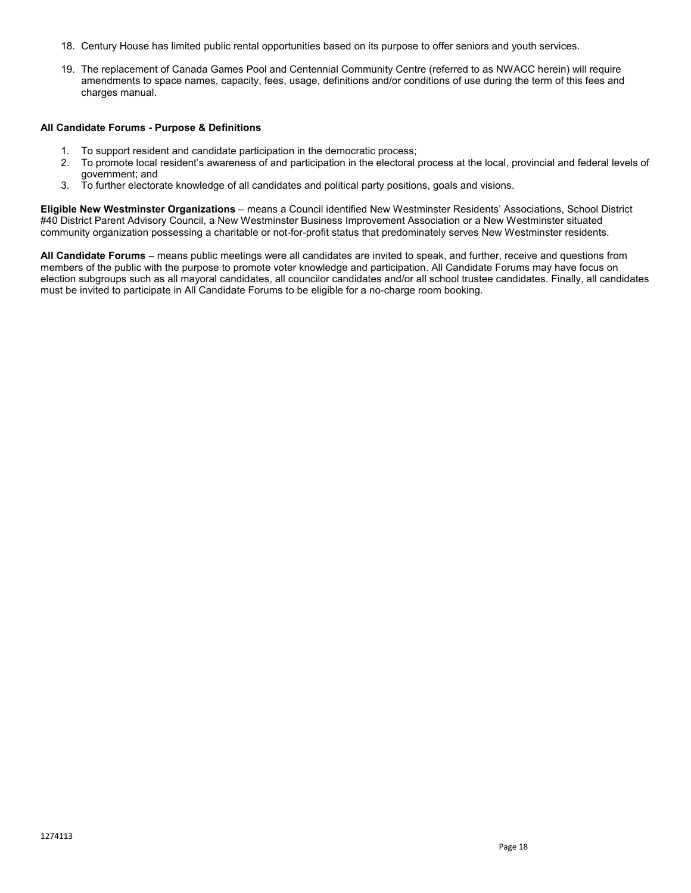18. Century House has limited public rental opportunities based on its purpose to offer seniors and youth services.

19. The replacement of Canada Games Pool and Centennial Community Centre (referred to as NWACC herein) will require amendments to space names, capacity, fees, usage, definitions and/or conditions of use during the term of this fees and charges manual.

**All Candidate Forums - Purpose & Definitions**

1. To support resident and candidate participation in the democratic process;
2. To promote local resident's awareness of and participation in the electoral process at the local, provincial and federal levels of government; and
3. To further electorate knowledge of all candidates and political party positions, goals and visions.

**Eligible New Westminster Organizations** – means a Council identified New Westminster Residents' Associations, School District #40 District Parent Advisory Council, a New Westminster Business Improvement Association or a New Westminster situated community organization possessing a charitable or not-for-profit status that predominately serves New Westminster residents.

**All Candidate Forums** – means public meetings were all candidates are invited to speak, and further, receive and questions from members of the public with the purpose to promote voter knowledge and participation. All Candidate Forums may have focus on election subgroups such as all mayoral candidates, all councilor candidates and/or all school trustee candidates. Finally, all candidates must be invited to participate in All Candidate Forums to be eligible for a no-charge room booking.

1274113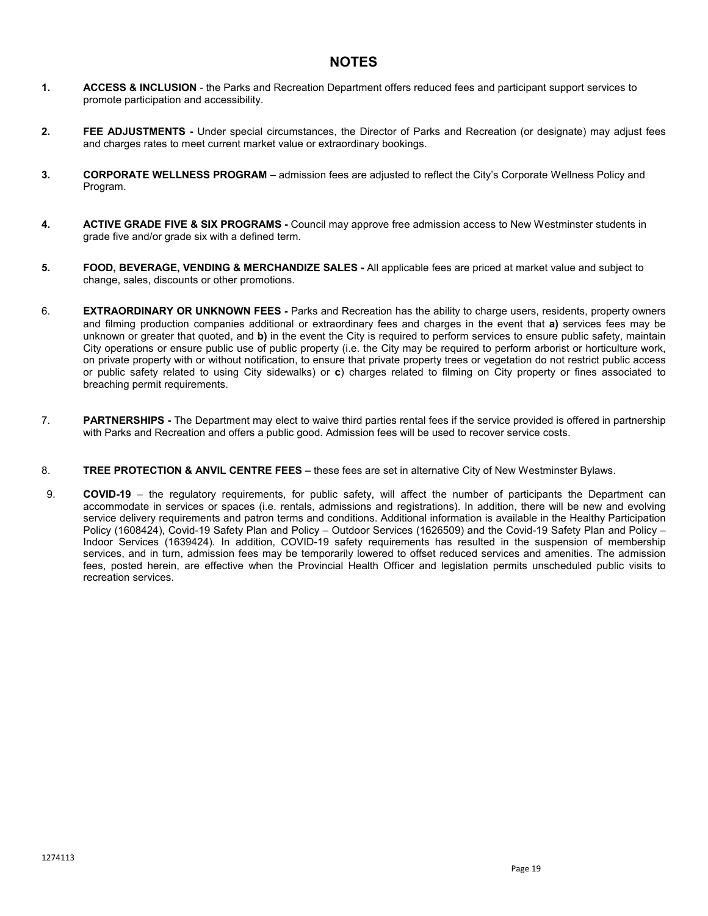# NOTES

1. **ACCESS & INCLUSION** - the Parks and Recreation Department offers reduced fees and participant support services to promote participation and accessibility.

2. **FEE ADJUSTMENTS -** Under special circumstances, the Director of Parks and Recreation (or designate) may adjust fees and charges rates to meet current market value or extraordinary bookings.

3. **CORPORATE WELLNESS PROGRAM** – admission fees are adjusted to reflect the City's Corporate Wellness Policy and Program.

4. **ACTIVE GRADE FIVE & SIX PROGRAMS -** Council may approve free admission access to New Westminster students in grade five and/or grade six with a defined term.

5. **FOOD, BEVERAGE, VENDING & MERCHANDIZE SALES -** All applicable fees are priced at market value and subject to change, sales, discounts or other promotions.

6. **EXTRAORDINARY OR UNKNOWN FEES -** Parks and Recreation has the ability to charge users, residents, property owners and filming production companies additional or extraordinary fees and charges in the event that **a)** services fees may be unknown or greater that quoted, and **b)** in the event the City is required to perform services to ensure public safety, maintain City operations or ensure public use of public property (i.e. the City may be required to perform arborist or horticulture work, on private property with or without notification, to ensure that private property trees or vegetation do not restrict public access or public safety related to using City sidewalks) or **c**) charges related to filming on City property or fines associated to breaching permit requirements.

7. **PARTNERSHIPS -** The Department may elect to waive third parties rental fees if the service provided is offered in partnership with Parks and Recreation and offers a public good. Admission fees will be used to recover service costs.

8. **TREE PROTECTION & ANVIL CENTRE FEES –** these fees are set in alternative City of New Westminster Bylaws.

9. **COVID-19** – the regulatory requirements, for public safety, will affect the number of participants the Department can accommodate in services or spaces (i.e. rentals, admissions and registrations). In addition, there will be new and evolving service delivery requirements and patron terms and conditions. Additional information is available in the Healthy Participation Policy (1608424), Covid-19 Safety Plan and Policy – Outdoor Services (1626509) and the Covid-19 Safety Plan and Policy – Indoor Services (1639424). In addition, COVID-19 safety requirements has resulted in the suspension of membership services, and in turn, admission fees may be temporarily lowered to offset reduced services and amenities. The admission fees, posted herein, are effective when the Provincial Health Officer and legislation permits unscheduled public visits to recreation services.